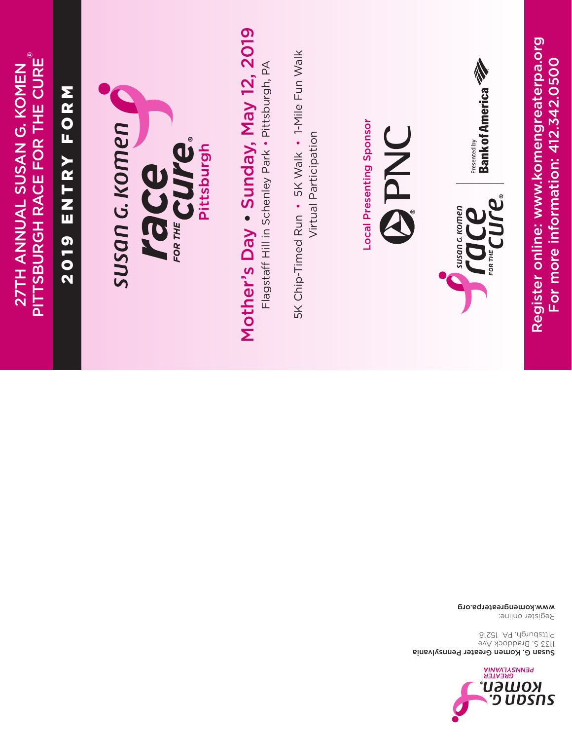# 27TH ANNUAL SUSAN G. KOMEN PITTSBURGH RACE FOR THE CURE®

## 2019 ENTRY FORM

Susan G. Komen Race for the Cure® Pittsburgh

## Mother's Day • Sunday, May 12, 2019

Flagstaff Hill in Schenley Park • Pittsburgh, PA

5K Chip-Timed Run • 5K Walk • 1-Mile Fun Walk

Virtual Participation

Local Presenting Sponsor

PNC®

Susan G. Komen Race for the Cure® | Presented by Bank of America

**Register online: www.komengreaterpa.org**

**For more information: 412.342.0500**

Susan G. Komen® Greater Pennsylvania

**Susan G. Komen Greater Pennsylvania**
1133 S. Braddock Ave
Pittsburgh, PA 15218

Register online:
**www.komengreaterpa.org**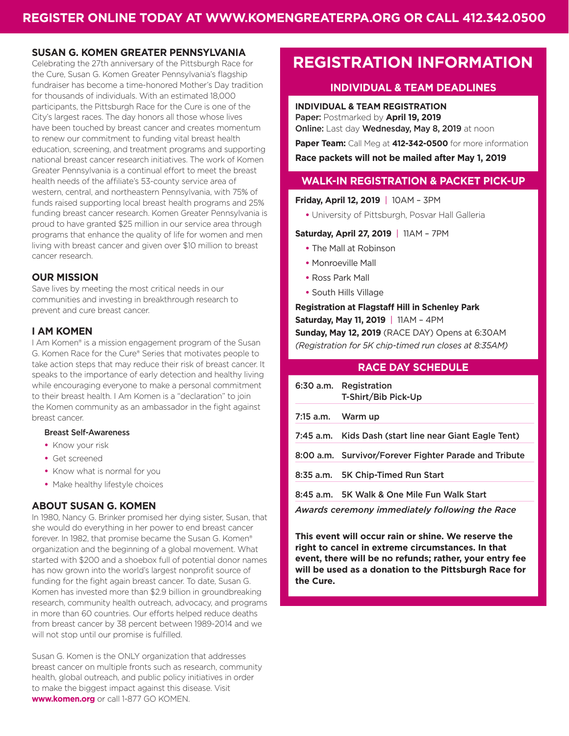**REGISTER ONLINE TODAY AT WWW.KOMENGREATERPA.ORG OR CALL 412.342.0500**

## SUSAN G. KOMEN GREATER PENNSYLVANIA

Celebrating the 27th anniversary of the Pittsburgh Race for the Cure, Susan G. Komen Greater Pennsylvania's flagship fundraiser has become a time-honored Mother's Day tradition for thousands of individuals. With an estimated 18,000 participants, the Pittsburgh Race for the Cure is one of the City's largest races. The day honors all those whose lives have been touched by breast cancer and creates momentum to renew our commitment to funding vital breast health education, screening, and treatment programs and supporting national breast cancer research initiatives. The work of Komen Greater Pennsylvania is a continual effort to meet the breast health needs of the affiliate's 53-county service area of western, central, and northeastern Pennsylvania, with 75% of funds raised supporting local breast health programs and 25% funding breast cancer research. Komen Greater Pennsylvania is proud to have granted $25 million in our service area through programs that enhance the quality of life for women and men living with breast cancer and given over $10 million to breast cancer research.

## OUR MISSION

Save lives by meeting the most critical needs in our communities and investing in breakthrough research to prevent and cure breast cancer.

## I AM KOMEN

I Am Komen® is a mission engagement program of the Susan G. Komen Race for the Cure® Series that motivates people to take action steps that may reduce their risk of breast cancer. It speaks to the importance of early detection and healthy living while encouraging everyone to make a personal commitment to their breast health. I Am Komen is a "declaration" to join the Komen community as an ambassador in the fight against breast cancer.

**Breast Self-Awareness**

- Know your risk
- Get screened
- Know what is normal for you
- Make healthy lifestyle choices

## ABOUT SUSAN G. KOMEN

In 1980, Nancy G. Brinker promised her dying sister, Susan, that she would do everything in her power to end breast cancer forever. In 1982, that promise became the Susan G. Komen® organization and the beginning of a global movement. What started with $200 and a shoebox full of potential donor names has now grown into the world's largest nonprofit source of funding for the fight again breast cancer. To date, Susan G. Komen has invested more than $2.9 billion in groundbreaking research, community health outreach, advocacy, and programs in more than 60 countries. Our efforts helped reduce deaths from breast cancer by 38 percent between 1989-2014 and we will not stop until our promise is fulfilled.

Susan G. Komen is the ONLY organization that addresses breast cancer on multiple fronts such as research, community health, global outreach, and public policy initiatives in order to make the biggest impact against this disease. Visit **www.komen.org** or call 1-877 GO KOMEN.

# REGISTRATION INFORMATION

## INDIVIDUAL & TEAM DEADLINES

**INDIVIDUAL & TEAM REGISTRATION**
**Paper:** Postmarked by **April 19, 2019**
**Online:** Last day **Wednesday, May 8, 2019** at noon

**Paper Team:** Call Meg at **412-342-0500** for more information

**Race packets will not be mailed after May 1, 2019**

## WALK-IN REGISTRATION & PACKET PICK-UP

**Friday, April 12, 2019** | 10AM – 3PM

- University of Pittsburgh, Posvar Hall Galleria

**Saturday, April 27, 2019** | 11AM – 7PM

- The Mall at Robinson
- Monroeville Mall
- Ross Park Mall
- South Hills Village

**Registration at Flagstaff Hill in Schenley Park**
**Saturday, May 11, 2019** | 11AM – 4PM
**Sunday, May 12, 2019** (RACE DAY) Opens at 6:30AM
*(Registration for 5K chip-timed run closes at 8:35AM)*

## RACE DAY SCHEDULE

| Time | Event |
|---|---|
| 6:30 a.m. | Registration<br>T-Shirt/Bib Pick-Up |
| 7:15 a.m. | Warm up |
| 7:45 a.m. | Kids Dash (start line near Giant Eagle Tent) |
| 8:00 a.m. | Survivor/Forever Fighter Parade and Tribute |
| 8:35 a.m. | 5K Chip-Timed Run Start |
| 8:45 a.m. | 5K Walk & One Mile Fun Walk Start |

*Awards ceremony immediately following the Race*

**This event will occur rain or shine. We reserve the right to cancel in extreme circumstances. In that event, there will be no refunds; rather, your entry fee will be used as a donation to the Pittsburgh Race for the Cure.**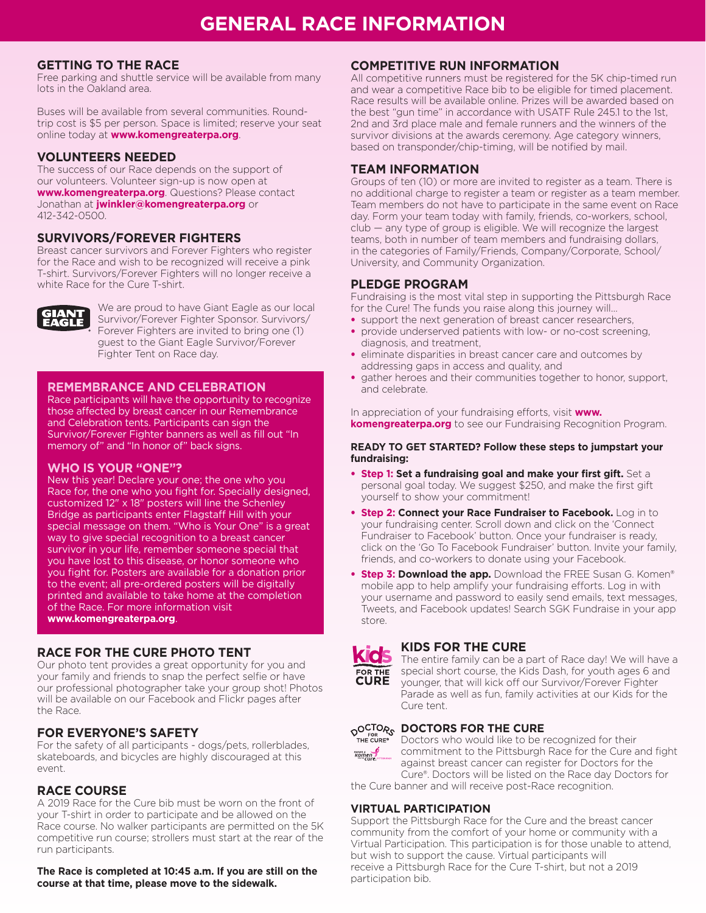# GENERAL RACE INFORMATION

## GETTING TO THE RACE

Free parking and shuttle service will be available from many lots in the Oakland area.

Buses will be available from several communities. Round-trip cost is $5 per person. Space is limited; reserve your seat online today at **www.komengreaterpa.org**.

## VOLUNTEERS NEEDED

The success of our Race depends on the support of our volunteers. Volunteer sign-up is now open at **www.komengreaterpa.org**. Questions? Please contact Jonathan at **jwinkler@komengreaterpa.org** or 412-342-0500.

## SURVIVORS/FOREVER FIGHTERS

Breast cancer survivors and Forever Fighters who register for the Race and wish to be recognized will receive a pink T-shirt. Survivors/Forever Fighters will no longer receive a white Race for the Cure T-shirt.

GIANT EAGLE

We are proud to have Giant Eagle as our local Survivor/Forever Fighter Sponsor. Survivors/Forever Fighters are invited to bring one (1) guest to the Giant Eagle Survivor/Forever Fighter Tent on Race day.

## REMEMBRANCE AND CELEBRATION

Race participants will have the opportunity to recognize those affected by breast cancer in our Remembrance and Celebration tents. Participants can sign the Survivor/Forever Fighter banners as well as fill out "In memory of" and "In honor of" back signs.

## WHO IS YOUR "ONE"?

New this year! Declare your one; the one who you Race for, the one who you fight for. Specially designed, customized 12" x 18" posters will line the Schenley Bridge as participants enter Flagstaff Hill with your special message on them. "Who is Your One" is a great way to give special recognition to a breast cancer survivor in your life, remember someone special that you have lost to this disease, or honor someone who you fight for. Posters are available for a donation prior to the event; all pre-ordered posters will be digitally printed and available to take home at the completion of the Race. For more information visit **www.komengreaterpa.org**.

## RACE FOR THE CURE PHOTO TENT

Our photo tent provides a great opportunity for you and your family and friends to snap the perfect selfie or have our professional photographer take your group shot! Photos will be available on our Facebook and Flickr pages after the Race.

## FOR EVERYONE'S SAFETY

For the safety of all participants - dogs/pets, rollerblades, skateboards, and bicycles are highly discouraged at this event.

## RACE COURSE

A 2019 Race for the Cure bib must be worn on the front of your T-shirt in order to participate and be allowed on the Race course. No walker participants are permitted on the 5K competitive run course; strollers must start at the rear of the run participants.

**The Race is completed at 10:45 a.m. If you are still on the course at that time, please move to the sidewalk.**

## COMPETITIVE RUN INFORMATION

All competitive runners must be registered for the 5K chip-timed run and wear a competitive Race bib to be eligible for timed placement. Race results will be available online. Prizes will be awarded based on the best "gun time" in accordance with USATF Rule 245.1 to the 1st, 2nd and 3rd place male and female runners and the winners of the survivor divisions at the awards ceremony. Age category winners, based on transponder/chip-timing, will be notified by mail.

## TEAM INFORMATION

Groups of ten (10) or more are invited to register as a team. There is no additional charge to register a team or register as a team member. Team members do not have to participate in the same event on Race day. Form your team today with family, friends, co-workers, school, club — any type of group is eligible. We will recognize the largest teams, both in number of team members and fundraising dollars, in the categories of Family/Friends, Company/Corporate, School/University, and Community Organization.

## PLEDGE PROGRAM

Fundraising is the most vital step in supporting the Pittsburgh Race for the Cure! The funds you raise along this journey will…

- support the next generation of breast cancer researchers,
- provide underserved patients with low- or no-cost screening, diagnosis, and treatment,
- eliminate disparities in breast cancer care and outcomes by addressing gaps in access and quality, and
- gather heroes and their communities together to honor, support, and celebrate.

In appreciation of your fundraising efforts, visit **www.komengreaterpa.org** to see our Fundraising Recognition Program.

**READY TO GET STARTED? Follow these steps to jumpstart your fundraising:**

- **Step 1: Set a fundraising goal and make your first gift.** Set a personal goal today. We suggest $250, and make the first gift yourself to show your commitment!
- **Step 2: Connect your Race Fundraiser to Facebook.** Log in to your fundraising center. Scroll down and click on the 'Connect Fundraiser to Facebook' button. Once your fundraiser is ready, click on the 'Go To Facebook Fundraiser' button. Invite your family, friends, and co-workers to donate using your Facebook.
- **Step 3: Download the app.** Download the FREE Susan G. Komen® mobile app to help amplify your fundraising efforts. Log in with your username and password to easily send emails, text messages, Tweets, and Facebook updates! Search SGK Fundraise in your app store.

## KIDS FOR THE CURE

The entire family can be a part of Race day! We will have a special short course, the Kids Dash, for youth ages 6 and younger, that will kick off our Survivor/Forever Fighter Parade as well as fun, family activities at our Kids for the Cure tent.

## DOCTORS FOR THE CURE

Doctors who would like to be recognized for their commitment to the Pittsburgh Race for the Cure and fight against breast cancer can register for Doctors for the Cure®. Doctors will be listed on the Race day Doctors for the Cure banner and will receive post-Race recognition.

## VIRTUAL PARTICIPATION

Support the Pittsburgh Race for the Cure and the breast cancer community from the comfort of your home or community with a Virtual Participation. This participation is for those unable to attend, but wish to support the cause. Virtual participants will receive a Pittsburgh Race for the Cure T-shirt, but not a 2019 participation bib.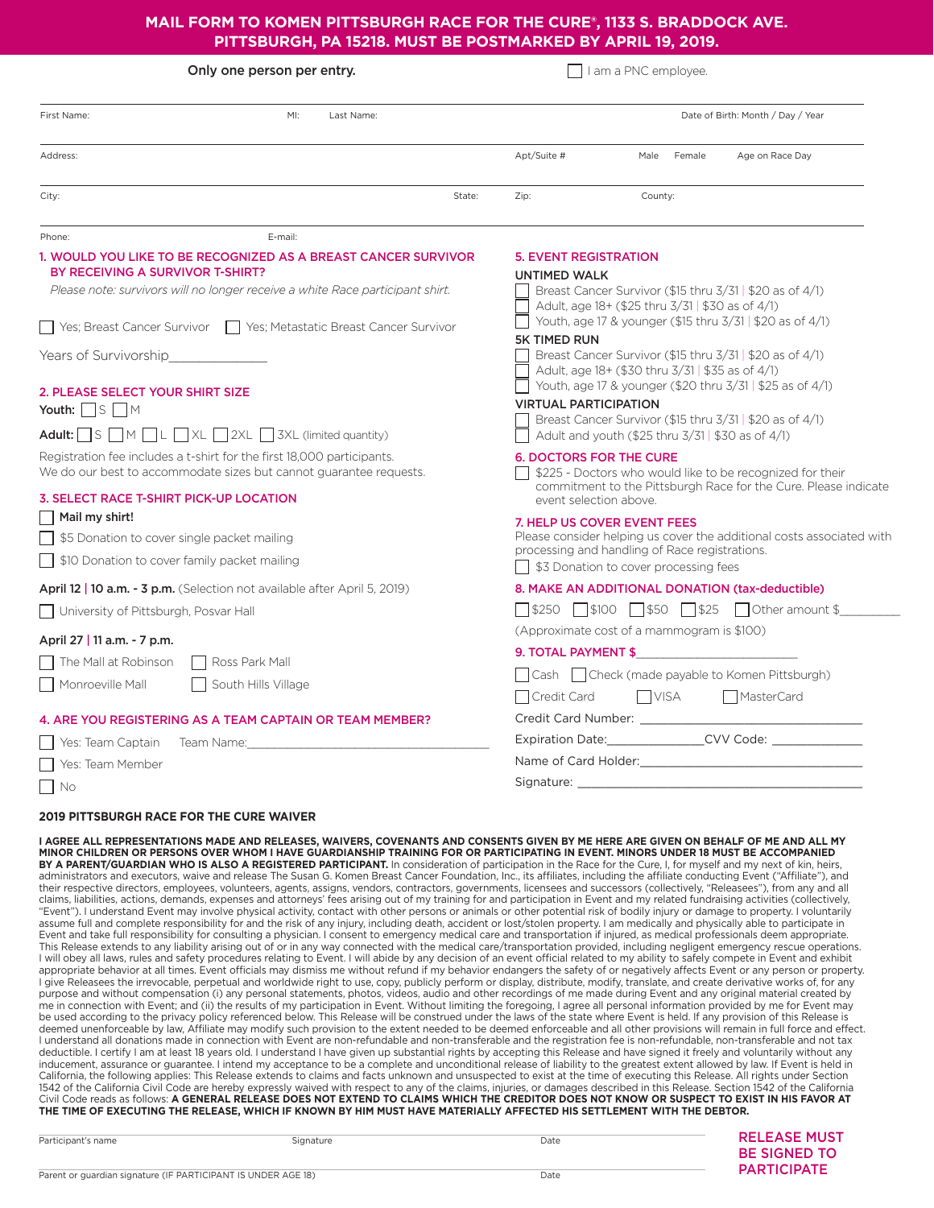**MAIL FORM TO KOMEN PITTSBURGH RACE FOR THE CURE®, 1133 S. BRADDOCK AVE. PITTSBURGH, PA 15218. MUST BE POSTMARKED BY APRIL 19, 2019.**

Only one person per entry.

☐ I am a PNC employee.

First Name: MI: Last Name: Date of Birth: Month / Day / Year

Address: Apt/Suite # Male Female Age on Race Day

City: State: Zip: County:

Phone: E-mail:

## 1. WOULD YOU LIKE TO BE RECOGNIZED AS A BREAST CANCER SURVIVOR BY RECEIVING A SURVIVOR T-SHIRT?

*Please note: survivors will no longer receive a white Race participant shirt.*

☐ Yes; Breast Cancer Survivor ☐ Yes; Metastatic Breast Cancer Survivor

Years of Survivorship_______________

## 2. PLEASE SELECT YOUR SHIRT SIZE

**Youth:** ☐ S ☐ M

**Adult:** ☐ S ☐ M ☐ L ☐ XL ☐ 2XL ☐ 3XL (limited quantity)

Registration fee includes a t-shirt for the first 18,000 participants. We do our best to accommodate sizes but cannot guarantee requests.

## 3. SELECT RACE T-SHIRT PICK-UP LOCATION

☐ **Mail my shirt!**

☐ $5 Donation to cover single packet mailing

☐ $10 Donation to cover family packet mailing

**April 12 | 10 a.m. - 3 p.m.** (Selection not available after April 5, 2019)

☐ University of Pittsburgh, Posvar Hall

**April 27 | 11 a.m. - 7 p.m.**

☐ The Mall at Robinson ☐ Ross Park Mall

☐ Monroeville Mall ☐ South Hills Village

## 4. ARE YOU REGISTERING AS A TEAM CAPTAIN OR TEAM MEMBER?

☐ Yes: Team Captain Team Name:_____________________________________

☐ Yes: Team Member

☐ No

## 5. EVENT REGISTRATION

**UNTIMED WALK**

☐ Breast Cancer Survivor ($15 thru 3/31 | $20 as of 4/1)

☐ Adult, age 18+ ($25 thru 3/31 | $30 as of 4/1)

☐ Youth, age 17 & younger ($15 thru 3/31 | $20 as of 4/1)

**5K TIMED RUN**

☐ Breast Cancer Survivor ($15 thru 3/31 | $20 as of 4/1)

☐ Adult, age 18+ ($30 thru 3/31 | $35 as of 4/1)

☐ Youth, age 17 & younger ($20 thru 3/31 | $25 as of 4/1)

**VIRTUAL PARTICIPATION**

☐ Breast Cancer Survivor ($15 thru 3/31 | $20 as of 4/1)

☐ Adult and youth ($25 thru 3/31 | $30 as of 4/1)

## 6. DOCTORS FOR THE CURE

☐ $225 - Doctors who would like to be recognized for their commitment to the Pittsburgh Race for the Cure. Please indicate event selection above.

## 7. HELP US COVER EVENT FEES

Please consider helping us cover the additional costs associated with processing and handling of Race registrations.

☐ $3 Donation to cover processing fees

## 8. MAKE AN ADDITIONAL DONATION (tax-deductible)

☐ $250 ☐ $100 ☐ $50 ☐ $25 ☐ Other amount $_________

(Approximate cost of a mammogram is $100)

## 9. TOTAL PAYMENT $________________________

☐ Cash ☐ Check (made payable to Komen Pittsburgh)

☐ Credit Card ☐ VISA ☐ MasterCard

Credit Card Number: ________________________________

Expiration Date:______________CVV Code: _____________

Name of Card Holder:________________________________

Signature: ________________________________________

## 2019 PITTSBURGH RACE FOR THE CURE WAIVER

**I AGREE ALL REPRESENTATIONS MADE AND RELEASES, WAIVERS, COVENANTS AND CONSENTS GIVEN BY ME HERE ARE GIVEN ON BEHALF OF ME AND ALL MY MINOR CHILDREN OR PERSONS OVER WHOM I HAVE GUARDIANSHIP TRAINING FOR OR PARTICIPATING IN EVENT. MINORS UNDER 18 MUST BE ACCOMPANIED BY A PARENT/GUARDIAN WHO IS ALSO A REGISTERED PARTICIPANT.** In consideration of participation in the Race for the Cure, I, for myself and my next of kin, heirs, administrators and executors, waive and release The Susan G. Komen Breast Cancer Foundation, Inc., its affiliates, including the affiliate conducting Event ("Affiliate"), and their respective directors, employees, volunteers, agents, assigns, vendors, contractors, governments, licensees and successors (collectively, "Releasees"), from any and all claims, liabilities, actions, demands, expenses and attorneys' fees arising out of my training for and participation in Event and my related fundraising activities (collectively, "Event"). I understand Event may involve physical activity, contact with other persons or animals or other potential risk of bodily injury or damage to property. I voluntarily assume full and complete responsibility for and the risk of any injury, including death, accident or lost/stolen property. I am medically and physically able to participate in Event and take full responsibility for consulting a physician. I consent to emergency medical care and transportation if injured, as medical professionals deem appropriate. This Release extends to any liability arising out of or in any way connected with the medical care/transportation provided, including negligent emergency rescue operations. I will obey all laws, rules and safety procedures relating to Event. I will abide by any decision of an event official related to my ability to safely compete in Event and exhibit appropriate behavior at all times. Event officials may dismiss me without refund if my behavior endangers the safety of or negatively affects Event or any person or property. I give Releasees the irrevocable, perpetual and worldwide right to use, copy, publicly perform or display, distribute, modify, translate, and create derivative works of, for any purpose and without compensation (i) any personal statements, photos, videos, audio and other recordings of me made during Event and any original material created by me in connection with Event; and (ii) the results of my participation in Event. Without limiting the foregoing, I agree all personal information provided by me for Event may be used according to the privacy policy referenced below. This Release will be construed under the laws of the state where Event is held. If any provision of this Release is deemed unenforceable by law, Affiliate may modify such provision to the extent needed to be deemed enforceable and all other provisions will remain in full force and effect. I understand all donations made in connection with Event are non-refundable and non-transferable and the registration fee is non-refundable, non-transferable and not tax deductible. I certify I am at least 18 years old. I understand I have given up substantial rights by accepting this Release and have signed it freely and voluntarily without any inducement, assurance or guarantee. I intend my acceptance to be a complete and unconditional release of liability to the greatest extent allowed by law. If Event is held in California, the following applies: This Release extends to claims and facts unknown and unsuspected to exist at the time of executing this Release. All rights under Section 1542 of the California Civil Code are hereby expressly waived with respect to any of the claims, injuries, or damages described in this Release. Section 1542 of the California Civil Code reads as follows: **A GENERAL RELEASE DOES NOT EXTEND TO CLAIMS WHICH THE CREDITOR DOES NOT KNOW OR SUSPECT TO EXIST IN HIS FAVOR AT THE TIME OF EXECUTING THE RELEASE, WHICH IF KNOWN BY HIM MUST HAVE MATERIALLY AFFECTED HIS SETTLEMENT WITH THE DEBTOR.**

Participant's name Signature Date

Parent or guardian signature (IF PARTICIPANT IS UNDER AGE 18) Date

**RELEASE MUST BE SIGNED TO PARTICIPATE**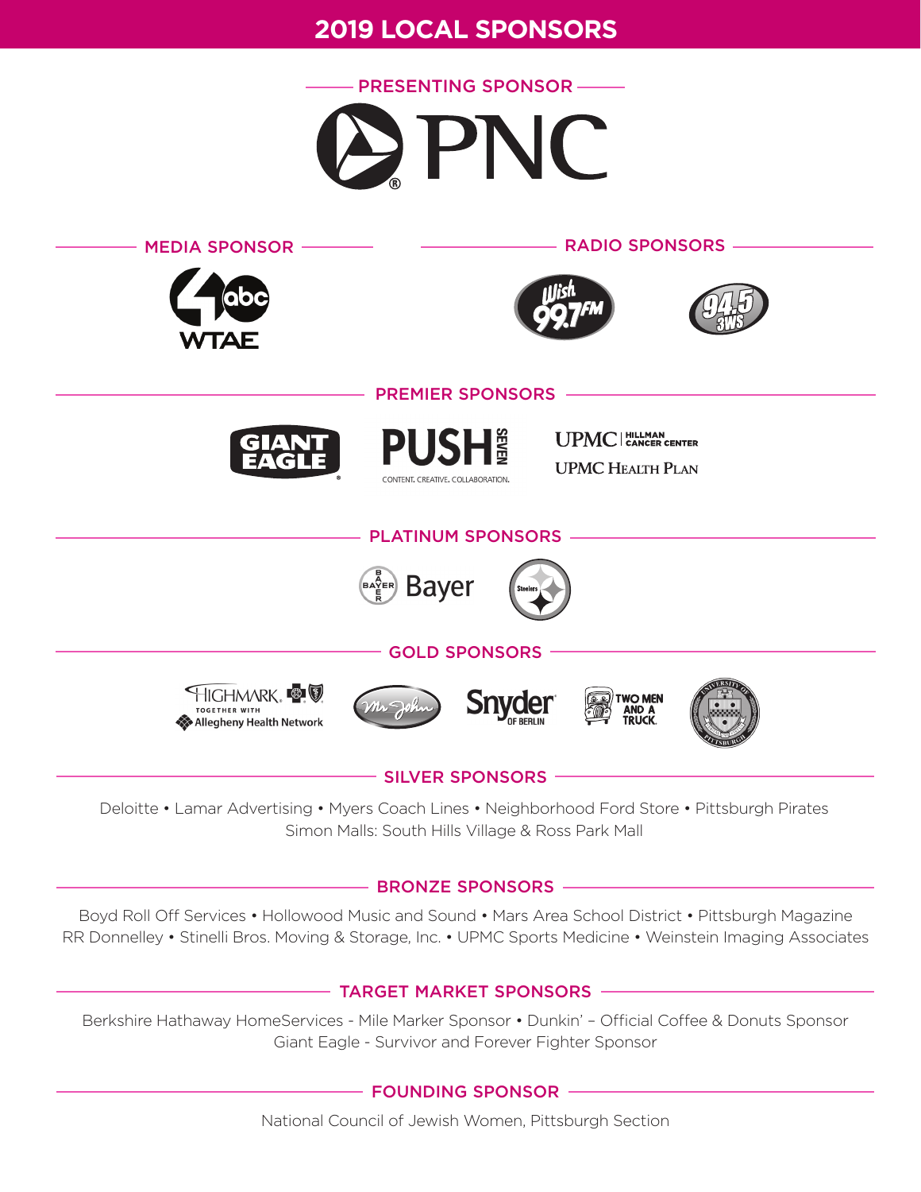# 2019 LOCAL SPONSORS

## PRESENTING SPONSOR

PNC

## MEDIA SPONSOR

WTAE

## RADIO SPONSORS

Wish 99.7FM

94.5 3WS

## PREMIER SPONSORS

GIANT EAGLE

PUSH SEVEN — CONTENT. CREATIVE. COLLABORATION.

UPMC | HILLMAN CANCER CENTER

UPMC HEALTH PLAN

## PLATINUM SPONSORS

Bayer

Steelers

## GOLD SPONSORS

HIGHMARK. TOGETHER WITH Allegheny Health Network

Mr. John

Snyder OF BERLIN

TWO MEN AND A TRUCK.

University of Pittsburgh

## SILVER SPONSORS

Deloitte • Lamar Advertising • Myers Coach Lines • Neighborhood Ford Store • Pittsburgh Pirates
Simon Malls: South Hills Village & Ross Park Mall

## BRONZE SPONSORS

Boyd Roll Off Services • Hollowood Music and Sound • Mars Area School District • Pittsburgh Magazine
RR Donnelley • Stinelli Bros. Moving & Storage, Inc. • UPMC Sports Medicine • Weinstein Imaging Associates

## TARGET MARKET SPONSORS

Berkshire Hathaway HomeServices - Mile Marker Sponsor • Dunkin' – Official Coffee & Donuts Sponsor
Giant Eagle - Survivor and Forever Fighter Sponsor

## FOUNDING SPONSOR

National Council of Jewish Women, Pittsburgh Section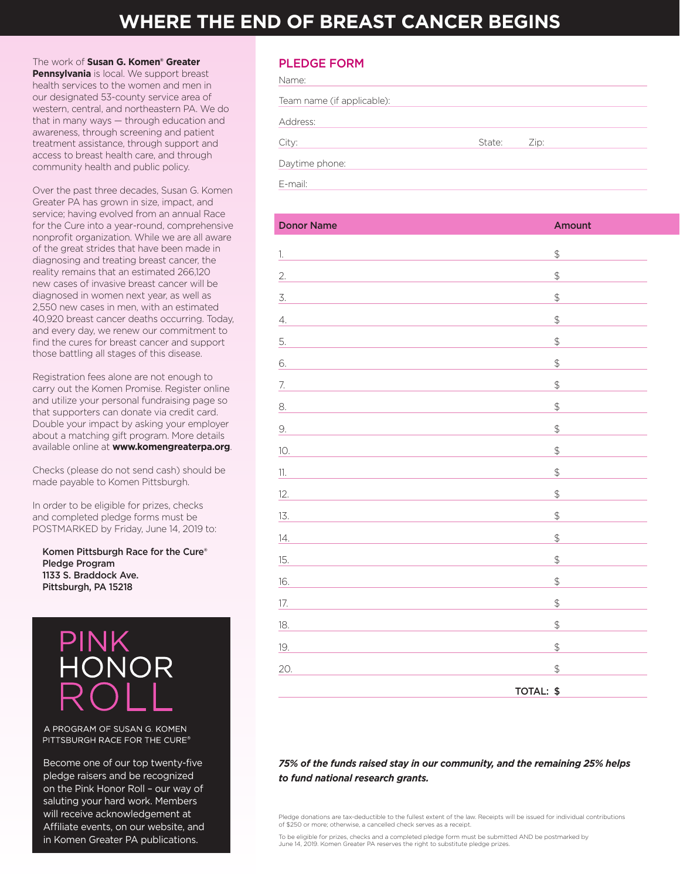# WHERE THE END OF BREAST CANCER BEGINS

The work of **Susan G. Komen® Greater Pennsylvania** is local. We support breast health services to the women and men in our designated 53-county service area of western, central, and northeastern PA. We do that in many ways — through education and awareness, through screening and patient treatment assistance, through support and access to breast health care, and through community health and public policy.

Over the past three decades, Susan G. Komen Greater PA has grown in size, impact, and service; having evolved from an annual Race for the Cure into a year-round, comprehensive nonprofit organization. While we are all aware of the great strides that have been made in diagnosing and treating breast cancer, the reality remains that an estimated 266,120 new cases of invasive breast cancer will be diagnosed in women next year, as well as 2,550 new cases in men, with an estimated 40,920 breast cancer deaths occurring. Today, and every day, we renew our commitment to find the cures for breast cancer and support those battling all stages of this disease.

Registration fees alone are not enough to carry out the Komen Promise. Register online and utilize your personal fundraising page so that supporters can donate via credit card. Double your impact by asking your employer about a matching gift program. More details available online at **www.komengreaterpa.org**.

Checks (please do not send cash) should be made payable to Komen Pittsburgh.

In order to be eligible for prizes, checks and completed pledge forms must be POSTMARKED by Friday, June 14, 2019 to:

**Komen Pittsburgh Race for the Cure®**
**Pledge Program**
**1133 S. Braddock Ave.**
**Pittsburgh, PA 15218**

## PINK HONOR ROLL

A PROGRAM OF SUSAN G. KOMEN PITTSBURGH RACE FOR THE CURE®

Become one of our top twenty-five pledge raisers and be recognized on the Pink Honor Roll – our way of saluting your hard work. Members will receive acknowledgement at Affiliate events, on our website, and in Komen Greater PA publications.

## PLEDGE FORM

Name:

Team name (if applicable):

Address:

City: State: Zip:

Daytime phone:

E-mail:

| Donor Name | Amount |
|---|---|
| 1. | $ |
| 2. | $ |
| 3. | $ |
| 4. | $ |
| 5. | $ |
| 6. | $ |
| 7. | $ |
| 8. | $ |
| 9. | $ |
| 10. | $ |
| 11. | $ |
| 12. | $ |
| 13. | $ |
| 14. | $ |
| 15. | $ |
| 16. | $ |
| 17. | $ |
| 18. | $ |
| 19. | $ |
| 20. | $ |
| **TOTAL:** | **$** |

***75% of the funds raised stay in our community, and the remaining 25% helps to fund national research grants.***

Pledge donations are tax-deductible to the fullest extent of the law. Receipts will be issued for individual contributions of $250 or more; otherwise, a cancelled check serves as a receipt.

To be eligible for prizes, checks and a completed pledge form must be submitted AND be postmarked by June 14, 2019. Komen Greater PA reserves the right to substitute pledge prizes.